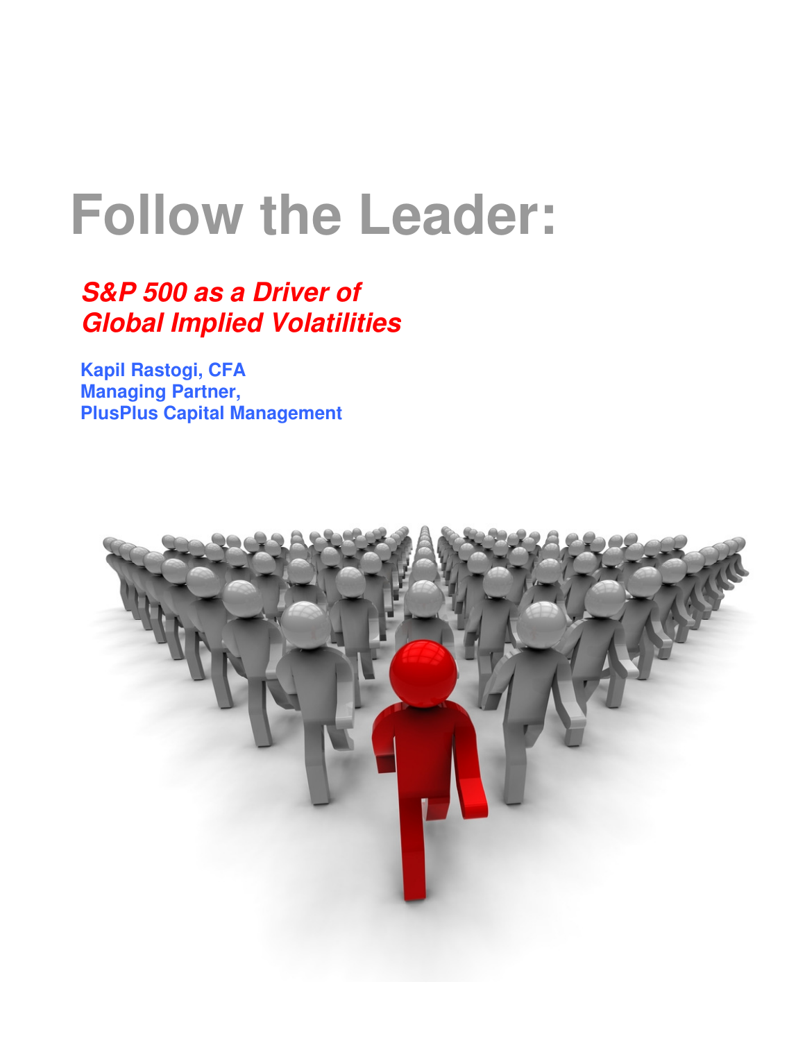# Follow the Leader:

## *S&P 500 as a Driver of Global Implied Volatilities*

**Kapil Rastogi, CFA**
**Managing Partner,**
**PlusPlus Capital Management**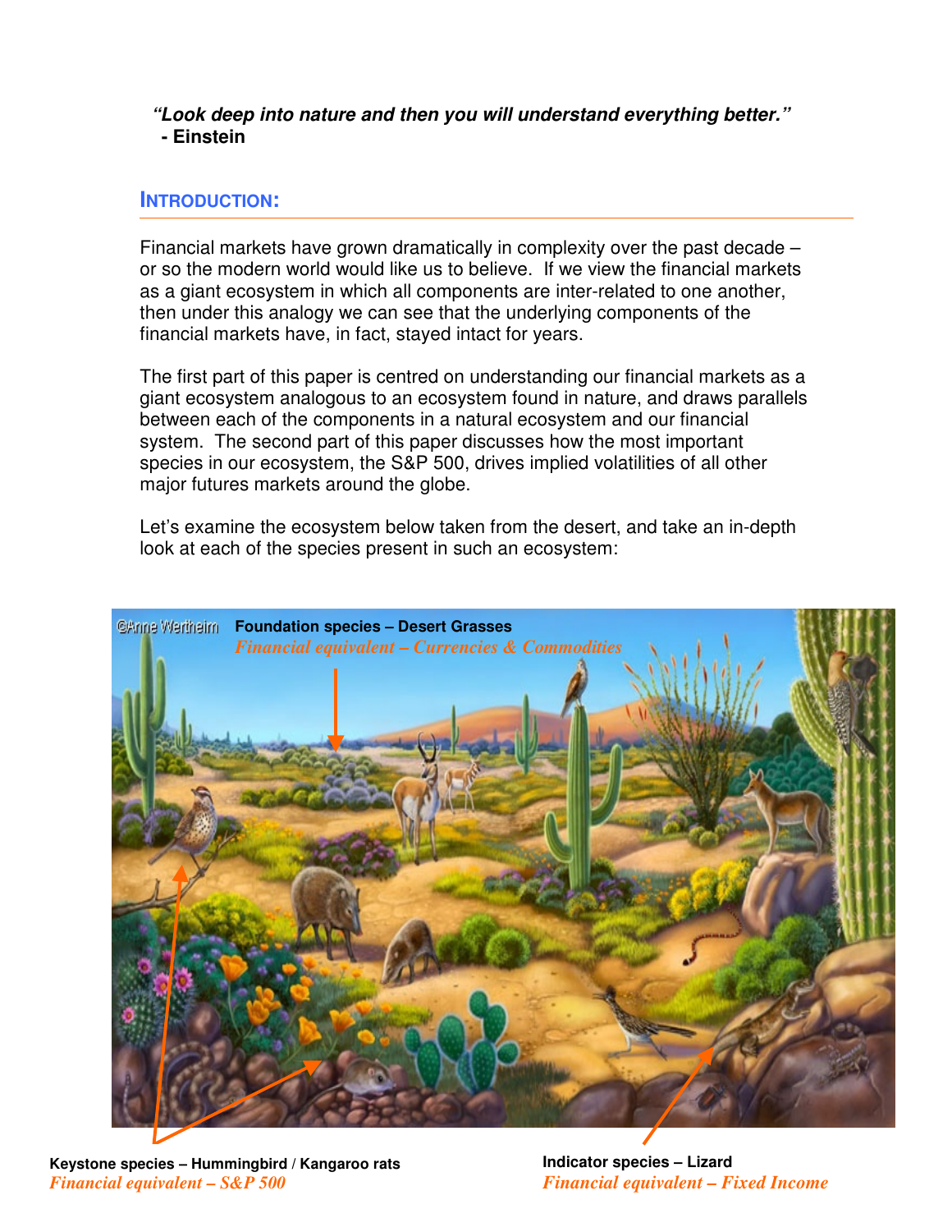*"Look deep into nature and then you will understand everything better."*
**- Einstein**

## INTRODUCTION:

Financial markets have grown dramatically in complexity over the past decade – or so the modern world would like us to believe. If we view the financial markets as a giant ecosystem in which all components are inter-related to one another, then under this analogy we can see that the underlying components of the financial markets have, in fact, stayed intact for years.

The first part of this paper is centred on understanding our financial markets as a giant ecosystem analogous to an ecosystem found in nature, and draws parallels between each of the components in a natural ecosystem and our financial system. The second part of this paper discusses how the most important species in our ecosystem, the S&P 500, drives implied volatilities of all other major futures markets around the globe.

Let's examine the ecosystem below taken from the desert, and take an in-depth look at each of the species present in such an ecosystem:

**Foundation species – Desert Grasses**
*Financial equivalent – Currencies & Commodities*

**Keystone species – Hummingbird / Kangaroo rats**
*Financial equivalent – S&P 500*

**Indicator species – Lizard**
*Financial equivalent – Fixed Income*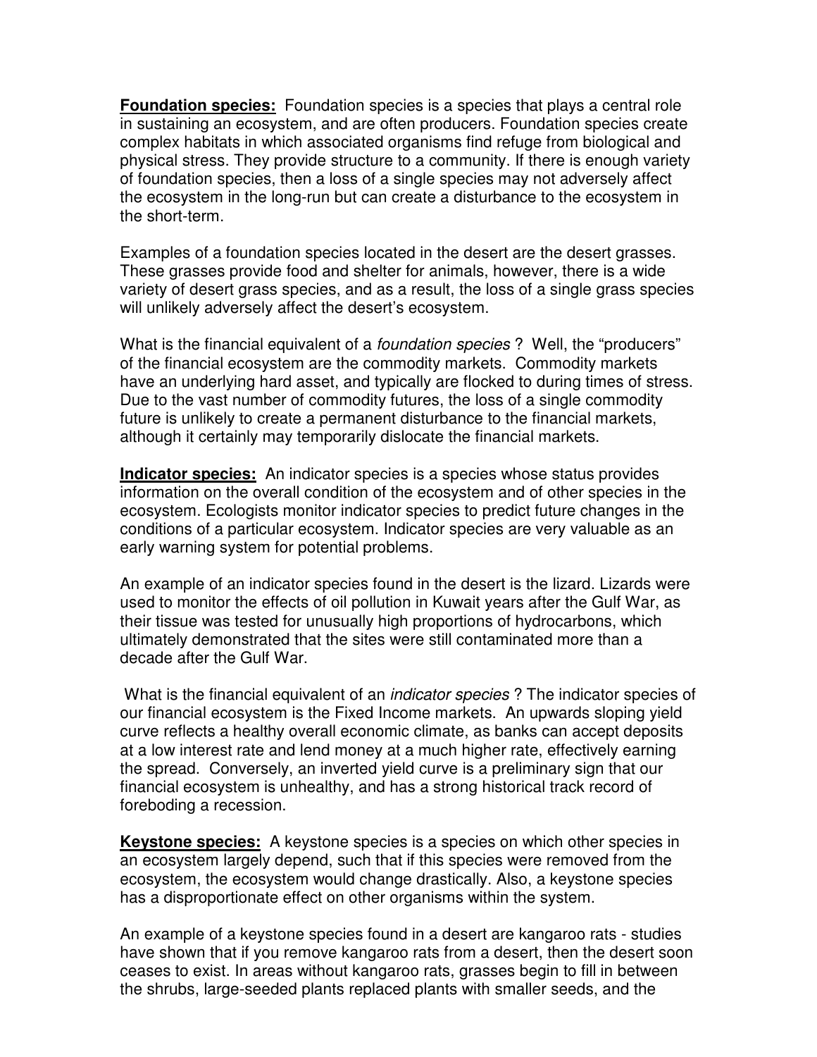**Foundation species:** Foundation species is a species that plays a central role in sustaining an ecosystem, and are often producers. Foundation species create complex habitats in which associated organisms find refuge from biological and physical stress. They provide structure to a community. If there is enough variety of foundation species, then a loss of a single species may not adversely affect the ecosystem in the long-run but can create a disturbance to the ecosystem in the short-term.

Examples of a foundation species located in the desert are the desert grasses. These grasses provide food and shelter for animals, however, there is a wide variety of desert grass species, and as a result, the loss of a single grass species will unlikely adversely affect the desert's ecosystem.

What is the financial equivalent of a *foundation species* ? Well, the "producers" of the financial ecosystem are the commodity markets. Commodity markets have an underlying hard asset, and typically are flocked to during times of stress. Due to the vast number of commodity futures, the loss of a single commodity future is unlikely to create a permanent disturbance to the financial markets, although it certainly may temporarily dislocate the financial markets.

**Indicator species:** An indicator species is a species whose status provides information on the overall condition of the ecosystem and of other species in the ecosystem. Ecologists monitor indicator species to predict future changes in the conditions of a particular ecosystem. Indicator species are very valuable as an early warning system for potential problems.

An example of an indicator species found in the desert is the lizard. Lizards were used to monitor the effects of oil pollution in Kuwait years after the Gulf War, as their tissue was tested for unusually high proportions of hydrocarbons, which ultimately demonstrated that the sites were still contaminated more than a decade after the Gulf War.

What is the financial equivalent of an *indicator species* ? The indicator species of our financial ecosystem is the Fixed Income markets. An upwards sloping yield curve reflects a healthy overall economic climate, as banks can accept deposits at a low interest rate and lend money at a much higher rate, effectively earning the spread. Conversely, an inverted yield curve is a preliminary sign that our financial ecosystem is unhealthy, and has a strong historical track record of foreboding a recession.

**Keystone species:** A keystone species is a species on which other species in an ecosystem largely depend, such that if this species were removed from the ecosystem, the ecosystem would change drastically. Also, a keystone species has a disproportionate effect on other organisms within the system.

An example of a keystone species found in a desert are kangaroo rats - studies have shown that if you remove kangaroo rats from a desert, then the desert soon ceases to exist. In areas without kangaroo rats, grasses begin to fill in between the shrubs, large-seeded plants replaced plants with smaller seeds, and the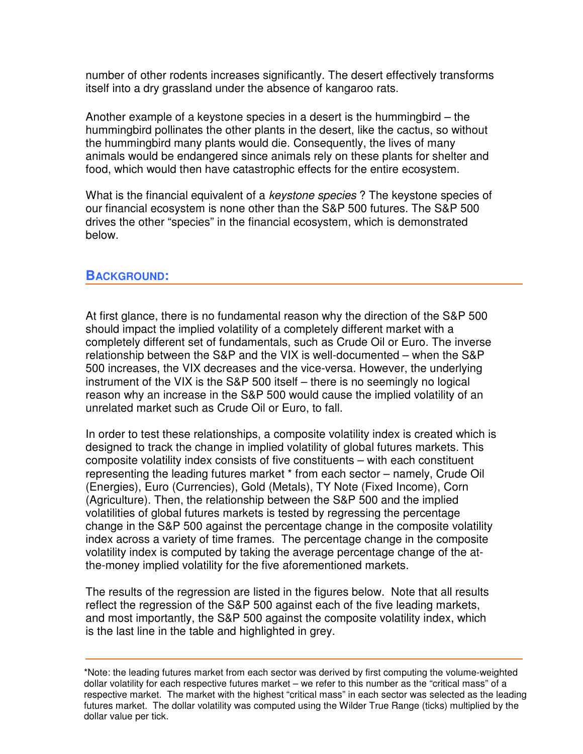number of other rodents increases significantly. The desert effectively transforms itself into a dry grassland under the absence of kangaroo rats.

Another example of a keystone species in a desert is the hummingbird – the hummingbird pollinates the other plants in the desert, like the cactus, so without the hummingbird many plants would die. Consequently, the lives of many animals would be endangered since animals rely on these plants for shelter and food, which would then have catastrophic effects for the entire ecosystem.

What is the financial equivalent of a *keystone species* ? The keystone species of our financial ecosystem is none other than the S&P 500 futures. The S&P 500 drives the other "species" in the financial ecosystem, which is demonstrated below.

## BACKGROUND:

At first glance, there is no fundamental reason why the direction of the S&P 500 should impact the implied volatility of a completely different market with a completely different set of fundamentals, such as Crude Oil or Euro. The inverse relationship between the S&P and the VIX is well-documented – when the S&P 500 increases, the VIX decreases and the vice-versa. However, the underlying instrument of the VIX is the S&P 500 itself – there is no seemingly no logical reason why an increase in the S&P 500 would cause the implied volatility of an unrelated market such as Crude Oil or Euro, to fall.

In order to test these relationships, a composite volatility index is created which is designed to track the change in implied volatility of global futures markets. This composite volatility index consists of five constituents – with each constituent representing the leading futures market * from each sector – namely, Crude Oil (Energies), Euro (Currencies), Gold (Metals), TY Note (Fixed Income), Corn (Agriculture). Then, the relationship between the S&P 500 and the implied volatilities of global futures markets is tested by regressing the percentage change in the S&P 500 against the percentage change in the composite volatility index across a variety of time frames. The percentage change in the composite volatility index is computed by taking the average percentage change of the at-the-money implied volatility for the five aforementioned markets.

The results of the regression are listed in the figures below. Note that all results reflect the regression of the S&P 500 against each of the five leading markets, and most importantly, the S&P 500 against the composite volatility index, which is the last line in the table and highlighted in grey.

---

*Note: the leading futures market from each sector was derived by first computing the volume-weighted dollar volatility for each respective futures market – we refer to this number as the "critical mass" of a respective market. The market with the highest "critical mass" in each sector was selected as the leading futures market. The dollar volatility was computed using the Wilder True Range (ticks) multiplied by the dollar value per tick.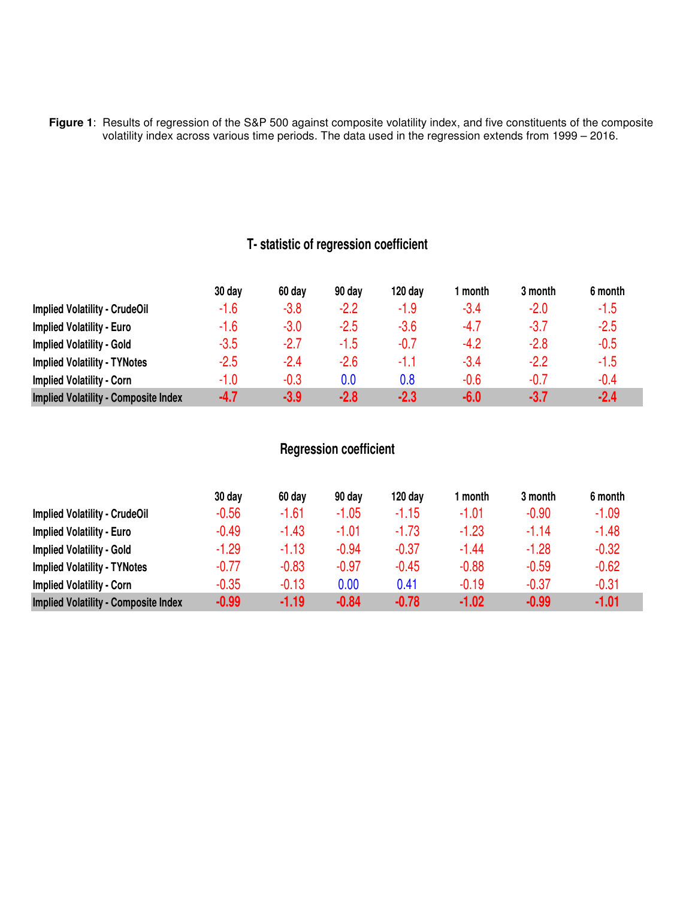**Figure 1**: Results of regression of the S&P 500 against composite volatility index, and five constituents of the composite volatility index across various time periods. The data used in the regression extends from 1999 – 2016.

## T- statistic of regression coefficient

| | 30 day | 60 day | 90 day | 120 day | 1 month | 3 month | 6 month |
|---|---|---|---|---|---|---|---|
| Implied Volatility - CrudeOil | -1.6 | -3.8 | -2.2 | -1.9 | -3.4 | -2.0 | -1.5 |
| Implied Volatility - Euro | -1.6 | -3.0 | -2.5 | -3.6 | -4.7 | -3.7 | -2.5 |
| Implied Volatility - Gold | -3.5 | -2.7 | -1.5 | -0.7 | -4.2 | -2.8 | -0.5 |
| Implied Volatility - TYNotes | -2.5 | -2.4 | -2.6 | -1.1 | -3.4 | -2.2 | -1.5 |
| Implied Volatility - Corn | -1.0 | -0.3 | 0.0 | 0.8 | -0.6 | -0.7 | -0.4 |
| **Implied Volatility - Composite Index** | **-4.7** | **-3.9** | **-2.8** | **-2.3** | **-6.0** | **-3.7** | **-2.4** |

## Regression coefficient

| | 30 day | 60 day | 90 day | 120 day | 1 month | 3 month | 6 month |
|---|---|---|---|---|---|---|---|
| Implied Volatility - CrudeOil | -0.56 | -1.61 | -1.05 | -1.15 | -1.01 | -0.90 | -1.09 |
| Implied Volatility - Euro | -0.49 | -1.43 | -1.01 | -1.73 | -1.23 | -1.14 | -1.48 |
| Implied Volatility - Gold | -1.29 | -1.13 | -0.94 | -0.37 | -1.44 | -1.28 | -0.32 |
| Implied Volatility - TYNotes | -0.77 | -0.83 | -0.97 | -0.45 | -0.88 | -0.59 | -0.62 |
| Implied Volatility - Corn | -0.35 | -0.13 | 0.00 | 0.41 | -0.19 | -0.37 | -0.31 |
| **Implied Volatility - Composite Index** | **-0.99** | **-1.19** | **-0.84** | **-0.78** | **-1.02** | **-0.99** | **-1.01** |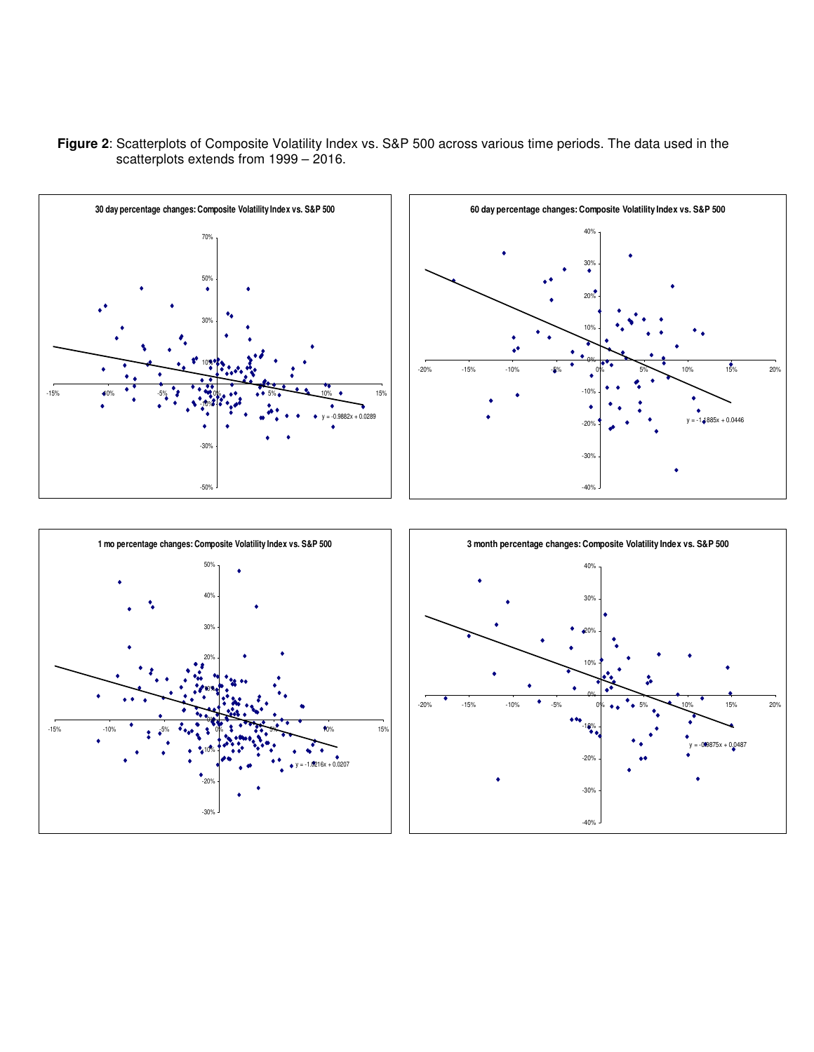**Figure 2**: Scatterplots of Composite Volatility Index vs. S&P 500 across various time periods. The data used in the scatterplots extends from 1999 – 2016.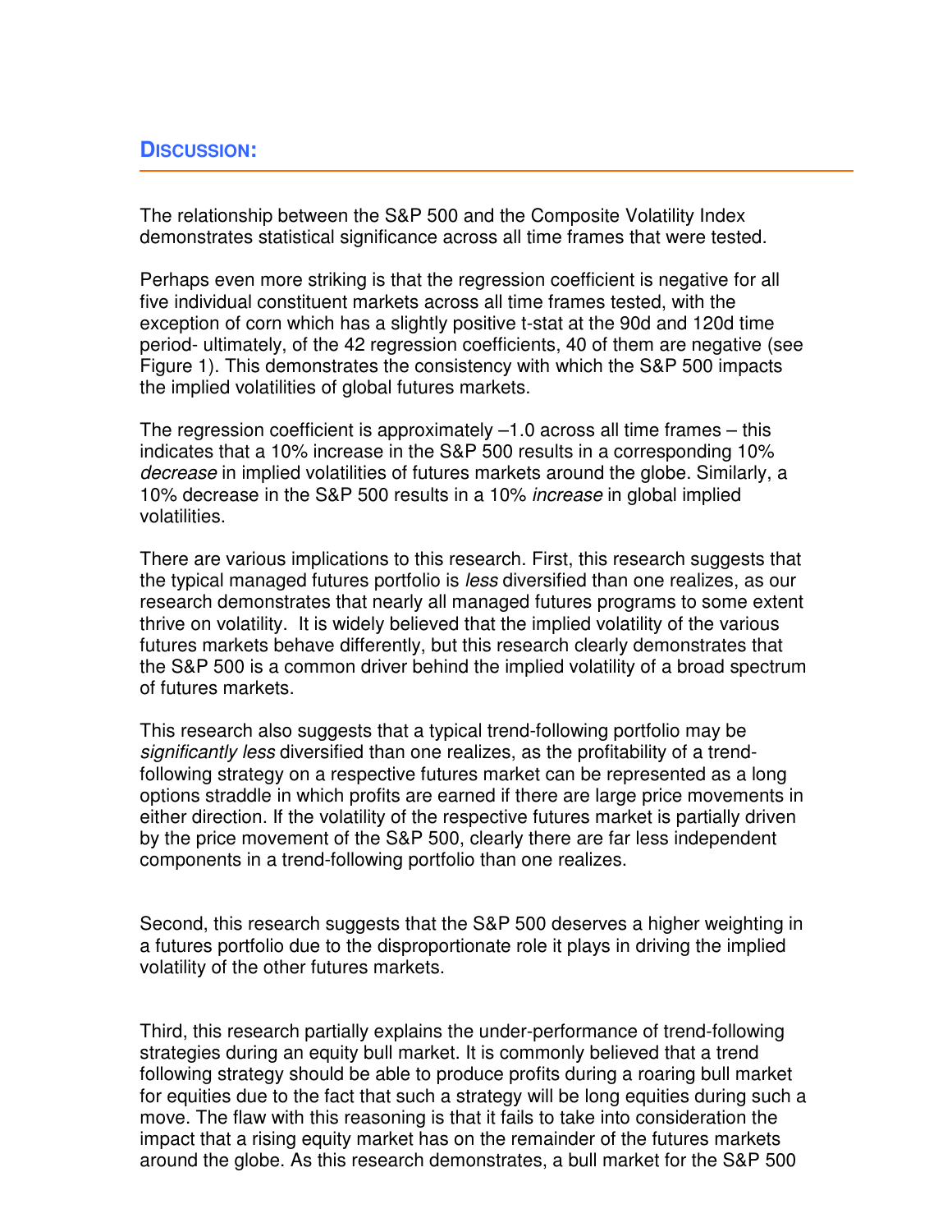## DISCUSSION:

The relationship between the S&P 500 and the Composite Volatility Index demonstrates statistical significance across all time frames that were tested.

Perhaps even more striking is that the regression coefficient is negative for all five individual constituent markets across all time frames tested, with the exception of corn which has a slightly positive t-stat at the 90d and 120d time period- ultimately, of the 42 regression coefficients, 40 of them are negative (see Figure 1). This demonstrates the consistency with which the S&P 500 impacts the implied volatilities of global futures markets.

The regression coefficient is approximately –1.0 across all time frames – this indicates that a 10% increase in the S&P 500 results in a corresponding 10% *decrease* in implied volatilities of futures markets around the globe. Similarly, a 10% decrease in the S&P 500 results in a 10% *increase* in global implied volatilities.

There are various implications to this research. First, this research suggests that the typical managed futures portfolio is *less* diversified than one realizes, as our research demonstrates that nearly all managed futures programs to some extent thrive on volatility. It is widely believed that the implied volatility of the various futures markets behave differently, but this research clearly demonstrates that the S&P 500 is a common driver behind the implied volatility of a broad spectrum of futures markets.

This research also suggests that a typical trend-following portfolio may be *significantly less* diversified than one realizes, as the profitability of a trend-following strategy on a respective futures market can be represented as a long options straddle in which profits are earned if there are large price movements in either direction. If the volatility of the respective futures market is partially driven by the price movement of the S&P 500, clearly there are far less independent components in a trend-following portfolio than one realizes.

Second, this research suggests that the S&P 500 deserves a higher weighting in a futures portfolio due to the disproportionate role it plays in driving the implied volatility of the other futures markets.

Third, this research partially explains the under-performance of trend-following strategies during an equity bull market. It is commonly believed that a trend following strategy should be able to produce profits during a roaring bull market for equities due to the fact that such a strategy will be long equities during such a move. The flaw with this reasoning is that it fails to take into consideration the impact that a rising equity market has on the remainder of the futures markets around the globe. As this research demonstrates, a bull market for the S&P 500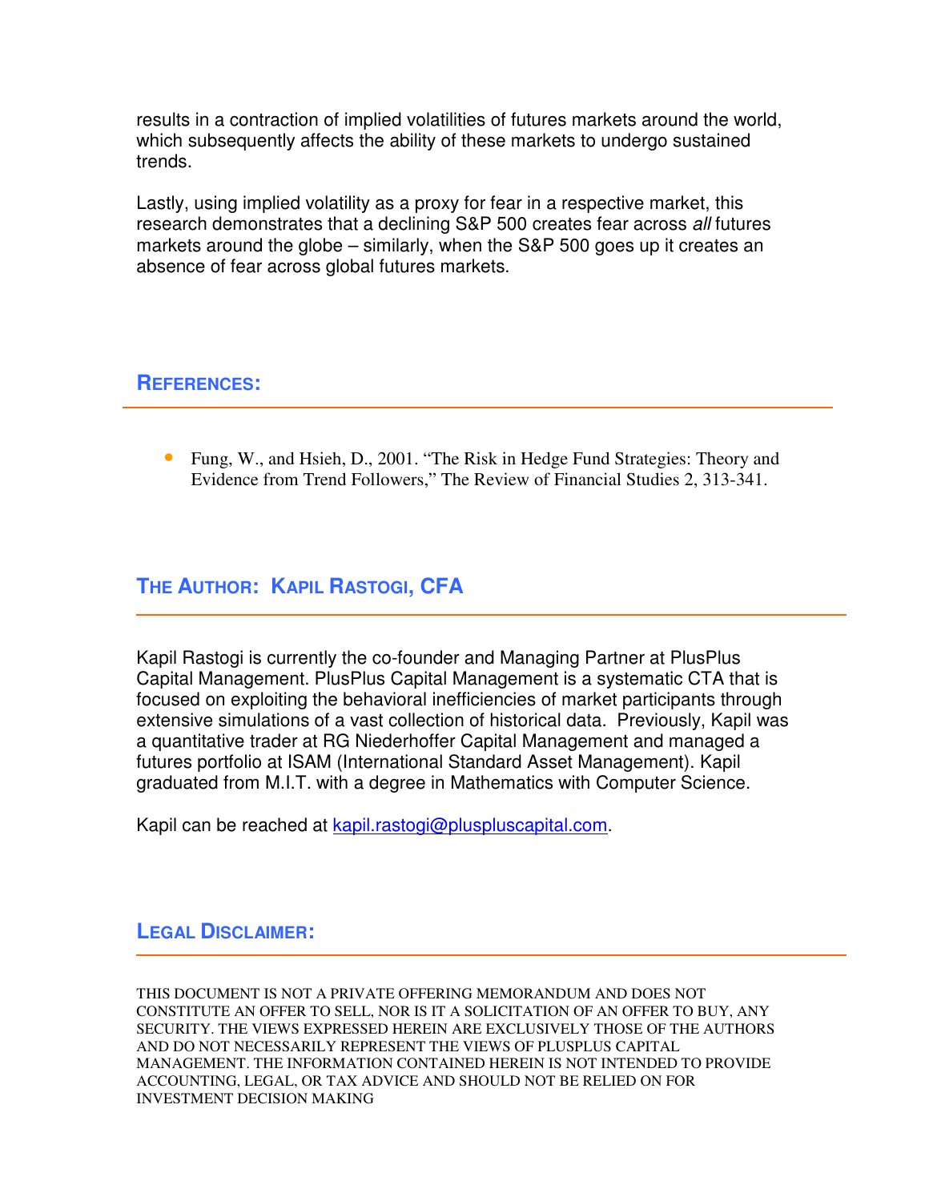results in a contraction of implied volatilities of futures markets around the world, which subsequently affects the ability of these markets to undergo sustained trends.

Lastly, using implied volatility as a proxy for fear in a respective market, this research demonstrates that a declining S&P 500 creates fear across *all* futures markets around the globe – similarly, when the S&P 500 goes up it creates an absence of fear across global futures markets.

## References:

- Fung, W., and Hsieh, D., 2001. "The Risk in Hedge Fund Strategies: Theory and Evidence from Trend Followers," The Review of Financial Studies 2, 313-341.

## The Author: Kapil Rastogi, CFA

Kapil Rastogi is currently the co-founder and Managing Partner at PlusPlus Capital Management. PlusPlus Capital Management is a systematic CTA that is focused on exploiting the behavioral inefficiencies of market participants through extensive simulations of a vast collection of historical data. Previously, Kapil was a quantitative trader at RG Niederhoffer Capital Management and managed a futures portfolio at ISAM (International Standard Asset Management). Kapil graduated from M.I.T. with a degree in Mathematics with Computer Science.

Kapil can be reached at kapil.rastogi@pluspluscapital.com.

## Legal Disclaimer:

THIS DOCUMENT IS NOT A PRIVATE OFFERING MEMORANDUM AND DOES NOT CONSTITUTE AN OFFER TO SELL, NOR IS IT A SOLICITATION OF AN OFFER TO BUY, ANY SECURITY. THE VIEWS EXPRESSED HEREIN ARE EXCLUSIVELY THOSE OF THE AUTHORS AND DO NOT NECESSARILY REPRESENT THE VIEWS OF PLUSPLUS CAPITAL MANAGEMENT. THE INFORMATION CONTAINED HEREIN IS NOT INTENDED TO PROVIDE ACCOUNTING, LEGAL, OR TAX ADVICE AND SHOULD NOT BE RELIED ON FOR INVESTMENT DECISION MAKING